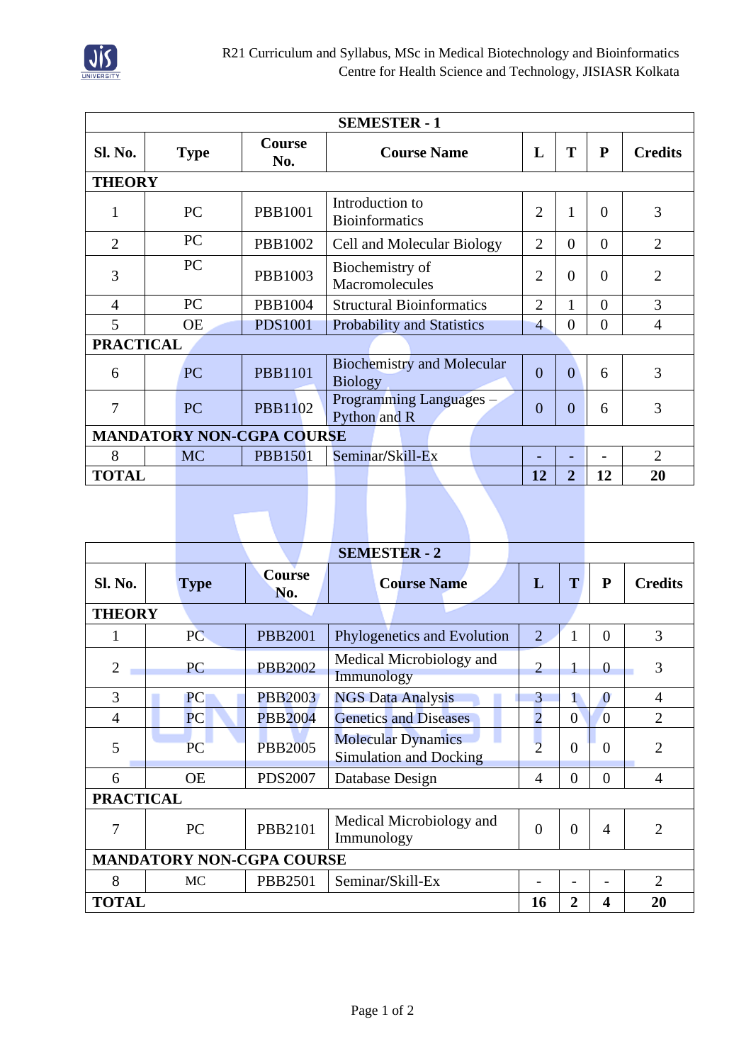| SEMESTER - 1 | | | | | | | |
|---|---|---|---|---|---|---|---|
| **Sl. No.** | **Type** | **Course No.** | **Course Name** | **L** | **T** | **P** | **Credits** |
| **THEORY** | | | | | | | |
| 1 | PC | PBB1001 | Introduction to Bioinformatics | 2 | 1 | 0 | 3 |
| 2 | PC | PBB1002 | Cell and Molecular Biology | 2 | 0 | 0 | 2 |
| 3 | PC | PBB1003 | Biochemistry of Macromolecules | 2 | 0 | 0 | 2 |
| 4 | PC | PBB1004 | Structural Bioinformatics | 2 | 1 | 0 | 3 |
| 5 | OE | PDS1001 | Probability and Statistics | 4 | 0 | 0 | 4 |
| **PRACTICAL** | | | | | | | |
| 6 | PC | PBB1101 | Biochemistry and Molecular Biology | 0 | 0 | 6 | 3 |
| 7 | PC | PBB1102 | Programming Languages – Python and R | 0 | 0 | 6 | 3 |
| **MANDATORY NON-CGPA COURSE** | | | | | | | |
| 8 | MC | PBB1501 | Seminar/Skill-Ex | - | - | - | 2 |
| **TOTAL** | | | | **12** | **2** | **12** | **20** |

| SEMESTER - 2 | | | | | | | |
|---|---|---|---|---|---|---|---|
| **Sl. No.** | **Type** | **Course No.** | **Course Name** | **L** | **T** | **P** | **Credits** |
| **THEORY** | | | | | | | |
| 1 | PC | PBB2001 | Phylogenetics and Evolution | 2 | 1 | 0 | 3 |
| 2 | PC | PBB2002 | Medical Microbiology and Immunology | 2 | 1 | 0 | 3 |
| 3 | PC | PBB2003 | NGS Data Analysis | 3 | 1 | 0 | 4 |
| 4 | PC | PBB2004 | Genetics and Diseases | 2 | 0 | 0 | 2 |
| 5 | PC | PBB2005 | Molecular Dynamics Simulation and Docking | 2 | 0 | 0 | 2 |
| 6 | OE | PDS2007 | Database Design | 4 | 0 | 0 | 4 |
| **PRACTICAL** | | | | | | | |
| 7 | PC | PBB2101 | Medical Microbiology and Immunology | 0 | 0 | 4 | 2 |
| **MANDATORY NON-CGPA COURSE** | | | | | | | |
| 8 | MC | PBB2501 | Seminar/Skill-Ex | - | - | - | 2 |
| **TOTAL** | | | | **16** | **2** | **4** | **20** |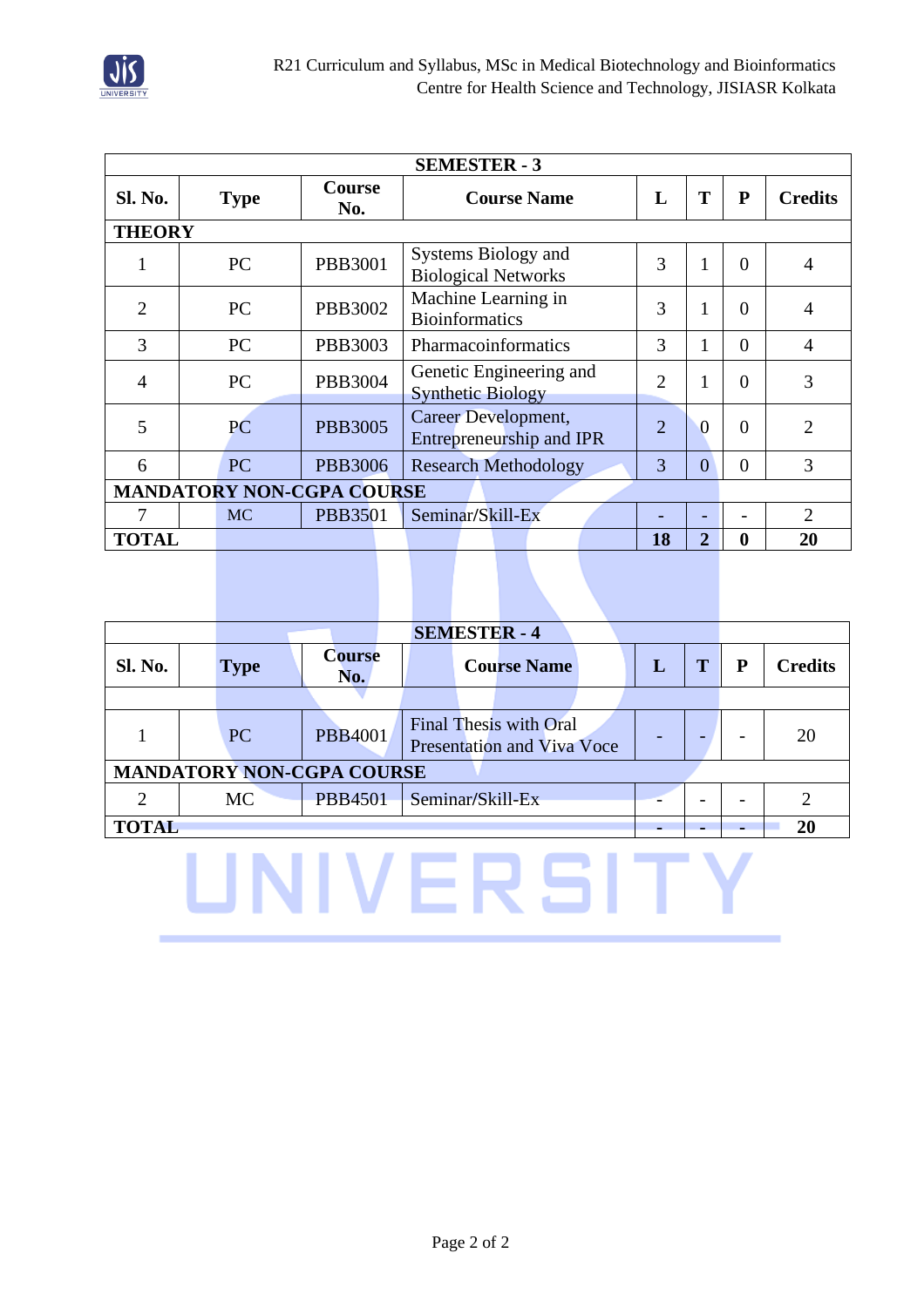| SEMESTER - 3 | | | | | | | |
|---|---|---|---|---|---|---|---|
| **Sl. No.** | **Type** | **Course No.** | **Course Name** | **L** | **T** | **P** | **Credits** |
| **THEORY** | | | | | | | |
| 1 | PC | PBB3001 | Systems Biology and Biological Networks | 3 | 1 | 0 | 4 |
| 2 | PC | PBB3002 | Machine Learning in Bioinformatics | 3 | 1 | 0 | 4 |
| 3 | PC | PBB3003 | Pharmacoinformatics | 3 | 1 | 0 | 4 |
| 4 | PC | PBB3004 | Genetic Engineering and Synthetic Biology | 2 | 1 | 0 | 3 |
| 5 | PC | PBB3005 | Career Development, Entrepreneurship and IPR | 2 | 0 | 0 | 2 |
| 6 | PC | PBB3006 | Research Methodology | 3 | 0 | 0 | 3 |
| **MANDATORY NON-CGPA COURSE** | | | | | | | |
| 7 | MC | PBB3501 | Seminar/Skill-Ex | - | - | - | 2 |
| **TOTAL** | | | | **18** | **2** | **0** | **20** |

| SEMESTER - 4 | | | | | | | |
|---|---|---|---|---|---|---|---|
| **Sl. No.** | **Type** | **Course No.** | **Course Name** | **L** | **T** | **P** | **Credits** |
| | | | | | | | |
| 1 | PC | PBB4001 | Final Thesis with Oral Presentation and Viva Voce | - | - | - | 20 |
| **MANDATORY NON-CGPA COURSE** | | | | | | | |
| 2 | MC | PBB4501 | Seminar/Skill-Ex | - | - | - | 2 |
| **TOTAL** | | | | **-** | **-** | **-** | **20** |